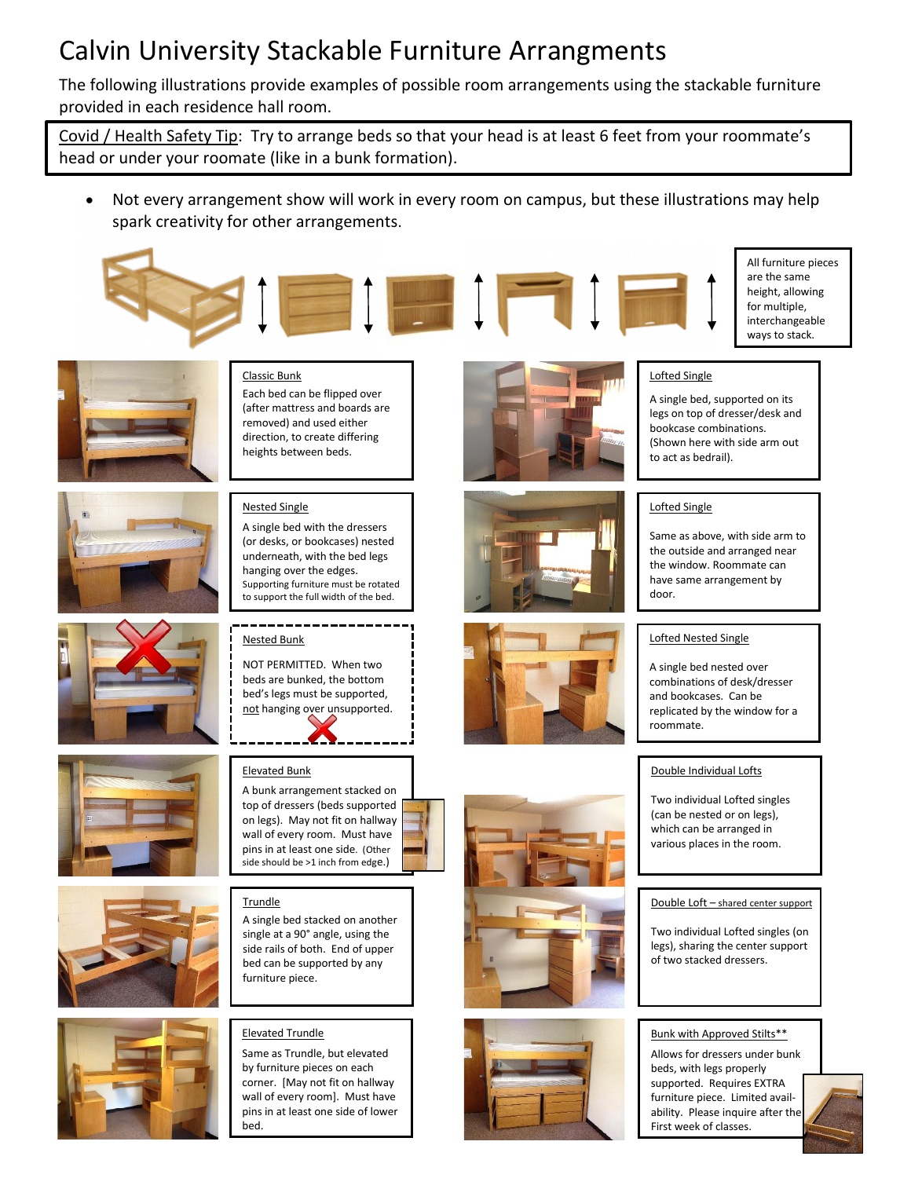# Calvin University Stackable Furniture Arrangments

The following illustrations provide examples of possible room arrangements using the stackable furniture provided in each residence hall room.

Covid / Health Safety Tip: Try to arrange beds so that your head is at least 6 feet from your roommate's head or under your roomate (like in a bunk formation).

- Not every arrangement show will work in every room on campus, but these illustrations may help spark creativity for other arrangements.

All furniture pieces are the same height, allowing for multiple, interchangeable ways to stack.

**Classic Bunk**

Each bed can be flipped over (after mattress and boards are removed) and used either direction, to create differing heights between beds.

**Nested Single**

A single bed with the dressers (or desks, or bookcases) nested underneath, with the bed legs hanging over the edges. Supporting furniture must be rotated to support the full width of the bed.

**Nested Bunk**

NOT PERMITTED. When two beds are bunked, the bottom bed's legs must be supported, not hanging over unsupported.

**Elevated Bunk**

A bunk arrangement stacked on top of dressers (beds supported on legs). May not fit on hallway wall of every room. Must have pins in at least one side. (Other side should be >1 inch from edge.)

**Trundle**

A single bed stacked on another single at a 90° angle, using the side rails of both. End of upper bed can be supported by any furniture piece.

**Elevated Trundle**

Same as Trundle, but elevated by furniture pieces on each corner. [May not fit on hallway wall of every room]. Must have pins in at least one side of lower bed.

**Lofted Single**

A single bed, supported on its legs on top of dresser/desk and bookcase combinations. (Shown here with side arm out to act as bedrail).

**Lofted Single**

Same as above, with side arm to the outside and arranged near the window. Roommate can have same arrangement by door.

**Lofted Nested Single**

A single bed nested over combinations of desk/dresser and bookcases. Can be replicated by the window for a roommate.

**Double Individual Lofts**

Two individual Lofted singles (can be nested or on legs), which can be arranged in various places in the room.

**Double Loft – shared center support**

Two individual Lofted singles (on legs), sharing the center support of two stacked dressers.

**Bunk with Approved Stilts\*\***

Allows for dressers under bunk beds, with legs properly supported. Requires EXTRA furniture piece. Limited availability. Please inquire after the First week of classes.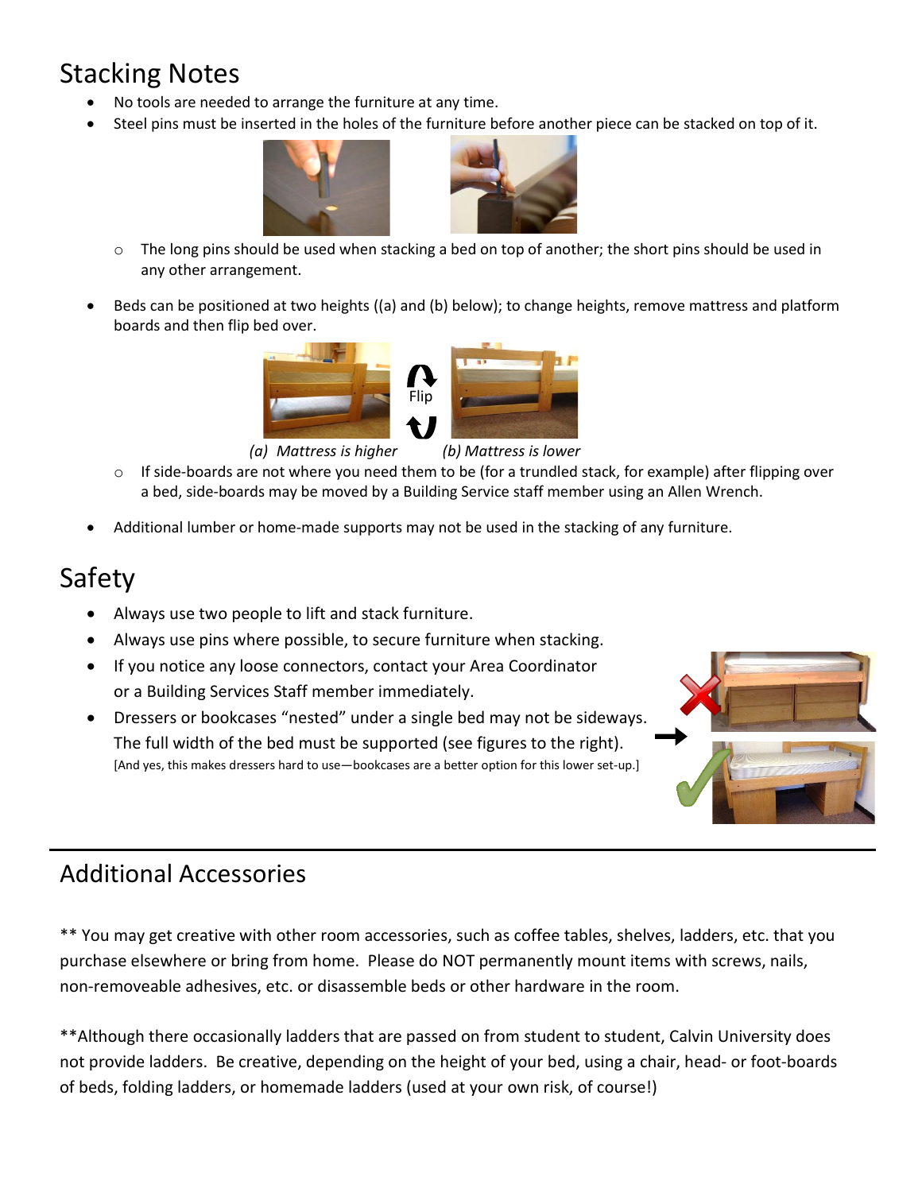## Stacking Notes

- No tools are needed to arrange the furniture at any time.
- Steel pins must be inserted in the holes of the furniture before another piece can be stacked on top of it.
  - The long pins should be used when stacking a bed on top of another; the short pins should be used in any other arrangement.
- Beds can be positioned at two heights ((a) and (b) below); to change heights, remove mattress and platform boards and then flip bed over.

Flip

*(a) Mattress is higher* *(b) Mattress is lower*

  - If side-boards are not where you need them to be (for a trundled stack, for example) after flipping over a bed, side-boards may be moved by a Building Service staff member using an Allen Wrench.
- Additional lumber or home-made supports may not be used in the stacking of any furniture.

## Safety

- Always use two people to lift and stack furniture.
- Always use pins where possible, to secure furniture when stacking.
- If you notice any loose connectors, contact your Area Coordinator or a Building Services Staff member immediately.
- Dressers or bookcases "nested" under a single bed may not be sideways. The full width of the bed must be supported (see figures to the right). [And yes, this makes dressers hard to use—bookcases are a better option for this lower set-up.]

---

## Additional Accessories

** You may get creative with other room accessories, such as coffee tables, shelves, ladders, etc. that you purchase elsewhere or bring from home. Please do NOT permanently mount items with screws, nails, non-removeable adhesives, etc. or disassemble beds or other hardware in the room.

**Although there occasionally ladders that are passed on from student to student, Calvin University does not provide ladders. Be creative, depending on the height of your bed, using a chair, head- or foot-boards of beds, folding ladders, or homemade ladders (used at your own risk, of course!)